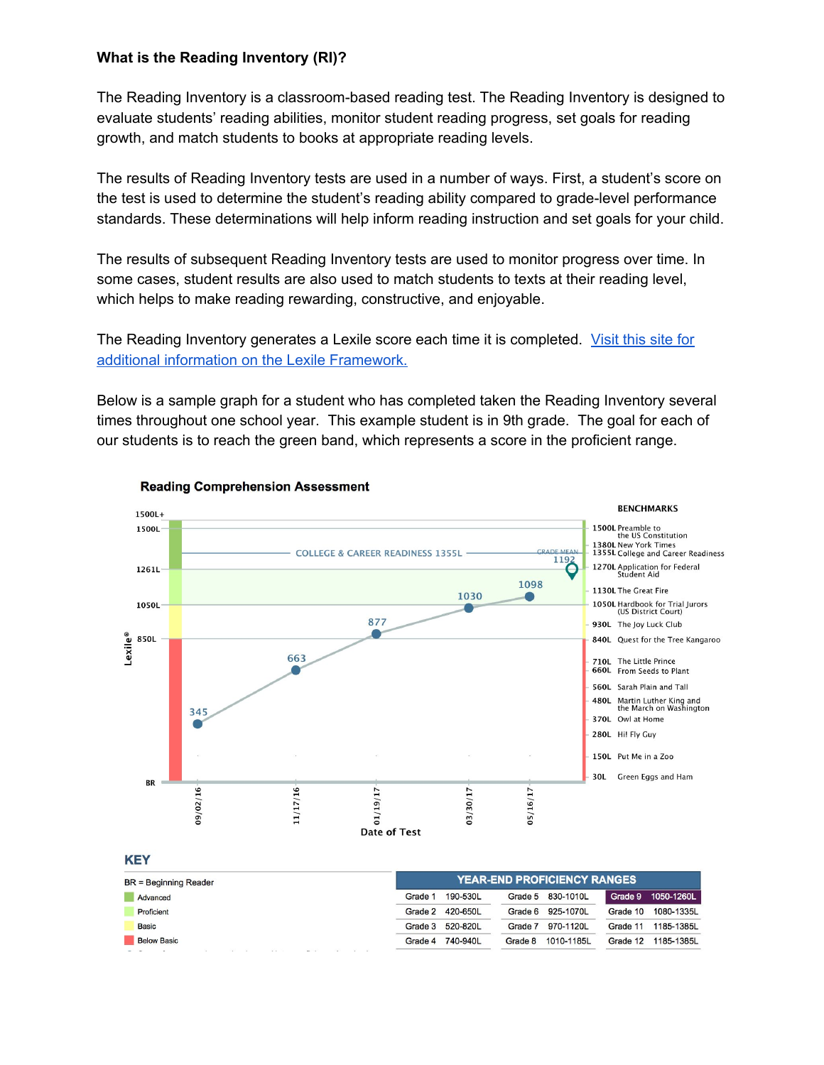**What is the Reading Inventory (RI)?**

The Reading Inventory is a classroom-based reading test. The Reading Inventory is designed to evaluate students' reading abilities, monitor student reading progress, set goals for reading growth, and match students to books at appropriate reading levels.

The results of Reading Inventory tests are used in a number of ways. First, a student's score on the test is used to determine the student's reading ability compared to grade-level performance standards. These determinations will help inform reading instruction and set goals for your child.

The results of subsequent Reading Inventory tests are used to monitor progress over time. In some cases, student results are also used to match students to texts at their reading level, which helps to make reading rewarding, constructive, and enjoyable.

The Reading Inventory generates a Lexile score each time it is completed. [Visit this site for additional information on the Lexile Framework.]()

Below is a sample graph for a student who has completed taken the Reading Inventory several times throughout one school year. This example student is in 9th grade. The goal for each of our students is to reach the green band, which represents a score in the proficient range.

**Reading Comprehension Assessment**

| Date of Test | Lexile |
|---|---|
| 09/02/16 | 345 |
| 11/17/16 | 663 |
| 01/19/17 | 877 |
| 03/30/17 | 1030 |
| 05/16/17 | 1098 |

COLLEGE & CAREER READINESS 1355L — GRADE MEAN 1192

**BENCHMARKS**

- 1500L Preamble to the US Constitution
- 1380L New York Times
- 1355L College and Career Readiness
- 1270L Application for Federal Student Aid
- 1130L The Great Fire
- 1050L Hardbook for Trial Jurors (US District Court)
- 930L The Joy Luck Club
- 840L Quest for the Tree Kangaroo
- 710L The Little Prince
- 660L From Seeds to Plant
- 560L Sarah Plain and Tall
- 480L Martin Luther King and the March on Washington
- 370L Owl at Home
- 280L Hi! Fly Guy
- 150L Put Me in a Zoo
- 30L Green Eggs and Ham

**KEY**

BR = Beginning Reader

- Advanced
- Proficient
- Basic
- Below Basic

**YEAR-END PROFICIENCY RANGES**

| Grade | Range | Grade | Range | Grade | Range |
|---|---|---|---|---|---|
| Grade 1 | 190-530L | Grade 5 | 830-1010L | Grade 9 | 1050-1260L |
| Grade 2 | 420-650L | Grade 6 | 925-1070L | Grade 10 | 1080-1335L |
| Grade 3 | 520-820L | Grade 7 | 970-1120L | Grade 11 | 1185-1385L |
| Grade 4 | 740-940L | Grade 8 | 1010-1185L | Grade 12 | 1185-1385L |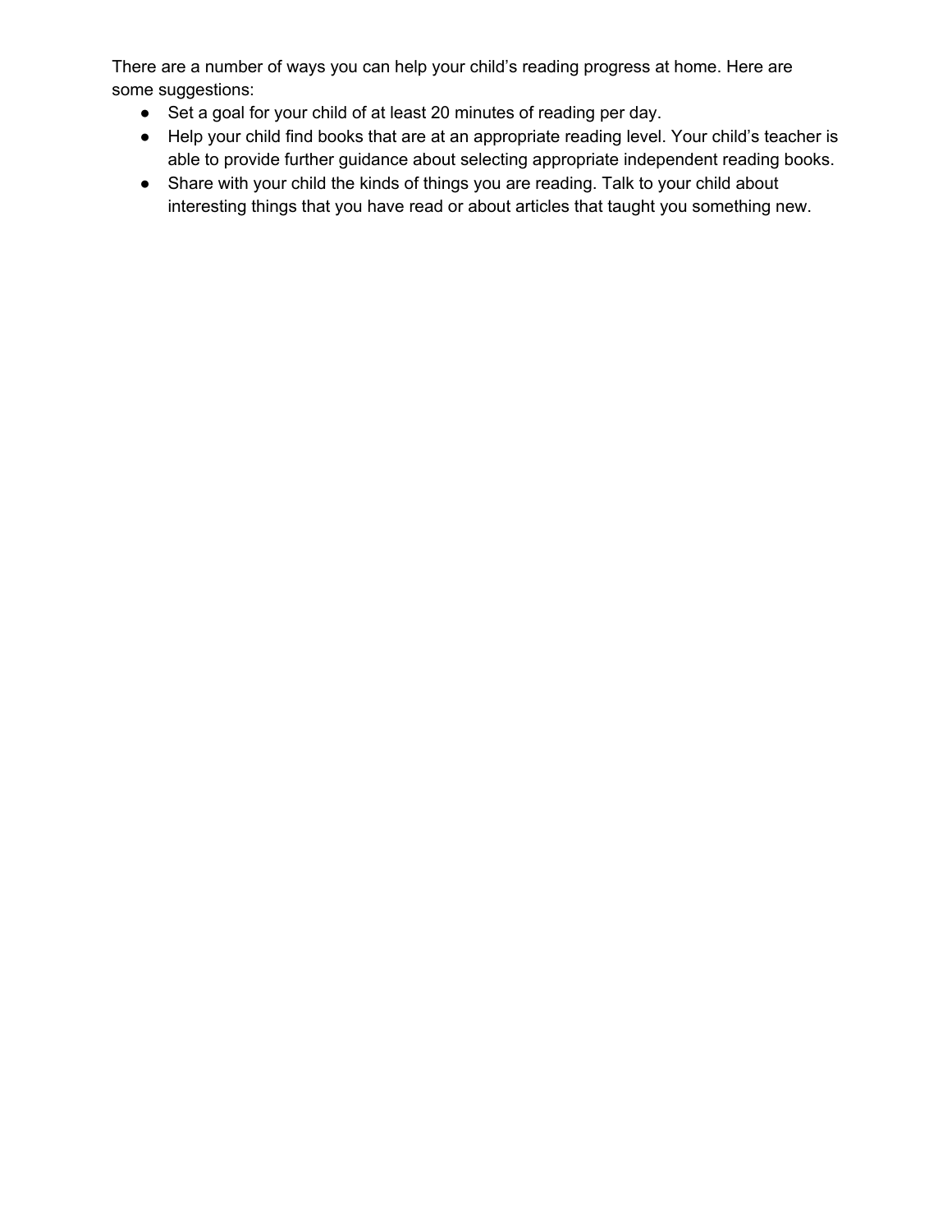There are a number of ways you can help your child's reading progress at home. Here are some suggestions:

- Set a goal for your child of at least 20 minutes of reading per day.
- Help your child find books that are at an appropriate reading level. Your child's teacher is able to provide further guidance about selecting appropriate independent reading books.
- Share with your child the kinds of things you are reading. Talk to your child about interesting things that you have read or about articles that taught you something new.